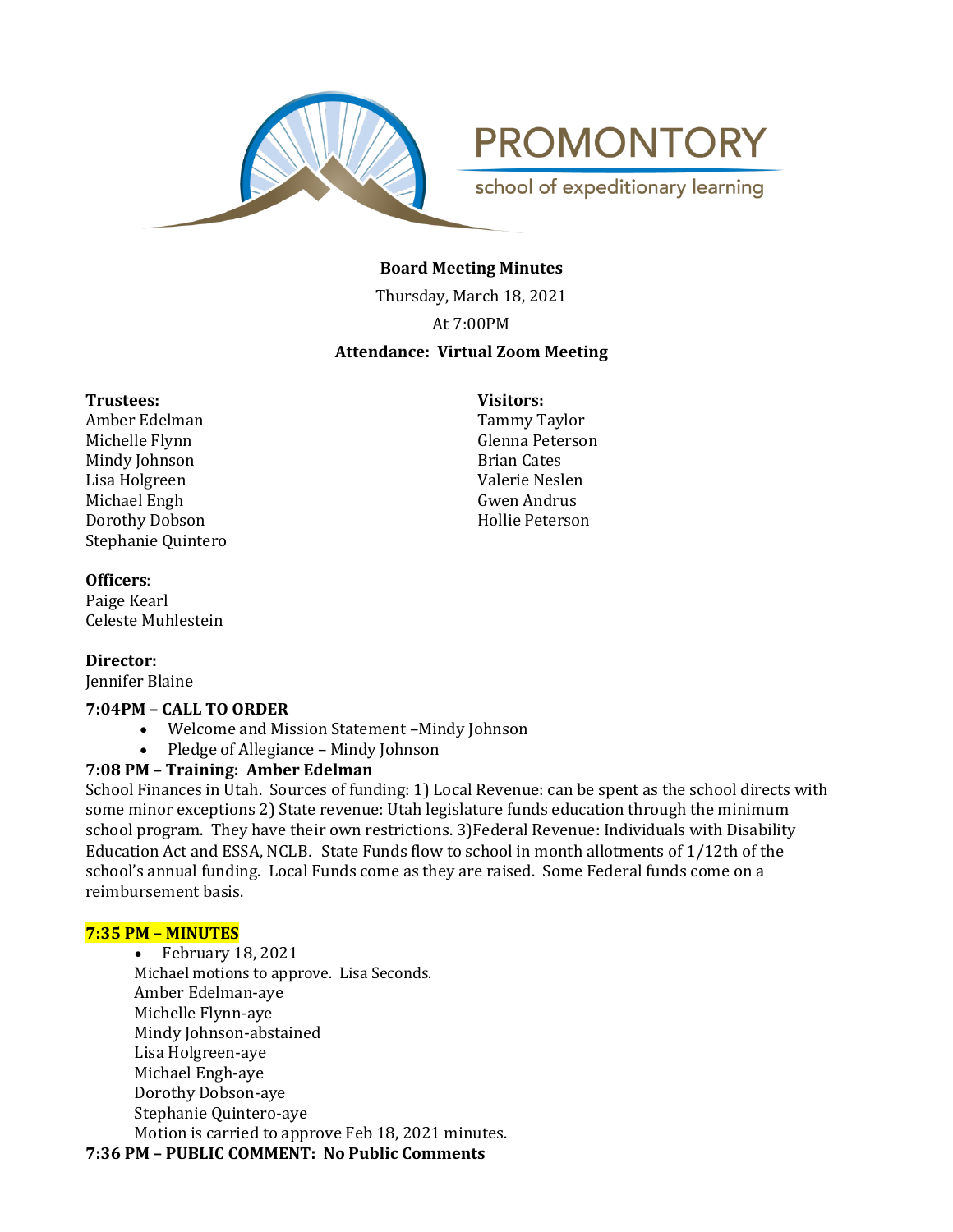# PROMONTORY

school of expeditionary learning

**Board Meeting Minutes**

Thursday, March 18, 2021

At 7:00PM

**Attendance: Virtual Zoom Meeting**

**Trustees:**
Amber Edelman
Michelle Flynn
Mindy Johnson
Lisa Holgreen
Michael Engh
Dorothy Dobson
Stephanie Quintero

**Visitors:**
Tammy Taylor
Glenna Peterson
Brian Cates
Valerie Neslen
Gwen Andrus
Hollie Peterson

**Officers**:
Paige Kearl
Celeste Muhlestein

**Director:**
Jennifer Blaine

**7:04PM – CALL TO ORDER**

- Welcome and Mission Statement –Mindy Johnson
- Pledge of Allegiance – Mindy Johnson

**7:08 PM – Training: Amber Edelman**

School Finances in Utah. Sources of funding: 1) Local Revenue: can be spent as the school directs with some minor exceptions 2) State revenue: Utah legislature funds education through the minimum school program. They have their own restrictions. 3)Federal Revenue: Individuals with Disability Education Act and ESSA, NCLB. State Funds flow to school in month allotments of 1/12th of the school's annual funding. Local Funds come as they are raised. Some Federal funds come on a reimbursement basis.

**7:35 PM – MINUTES**

- February 18, 2021

Michael motions to approve. Lisa Seconds.
Amber Edelman-aye
Michelle Flynn-aye
Mindy Johnson-abstained
Lisa Holgreen-aye
Michael Engh-aye
Dorothy Dobson-aye
Stephanie Quintero-aye
Motion is carried to approve Feb 18, 2021 minutes.

**7:36 PM – PUBLIC COMMENT: No Public Comments**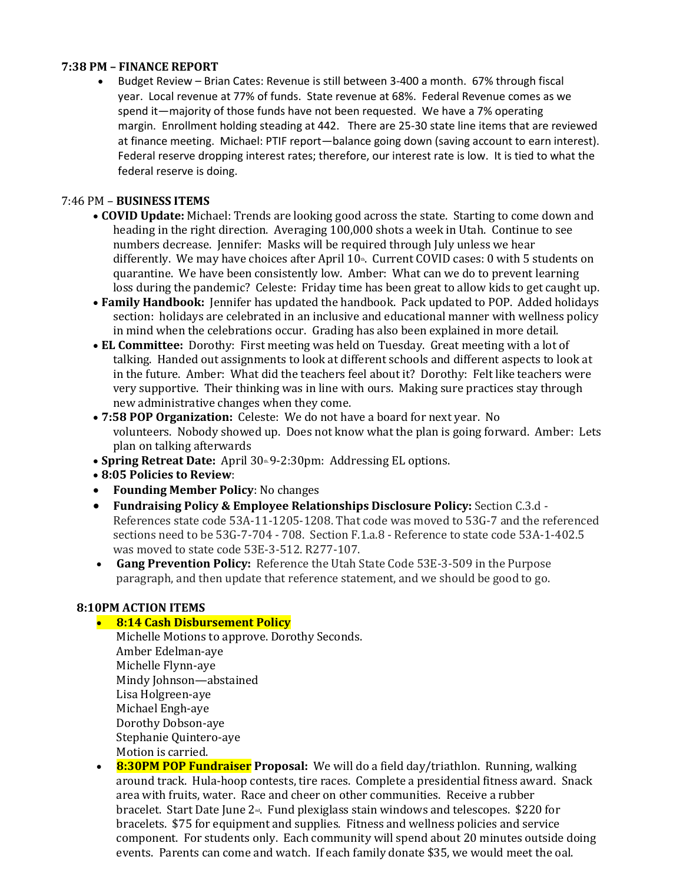**7:38 PM – FINANCE REPORT**

- Budget Review – Brian Cates: Revenue is still between 3-400 a month. 67% through fiscal year. Local revenue at 77% of funds. State revenue at 68%. Federal Revenue comes as we spend it—majority of those funds have not been requested. We have a 7% operating margin. Enrollment holding steading at 442. There are 25-30 state line items that are reviewed at finance meeting. Michael: PTIF report—balance going down (saving account to earn interest). Federal reserve dropping interest rates; therefore, our interest rate is low. It is tied to what the federal reserve is doing.

7:46 PM – **BUSINESS ITEMS**

- **COVID Update:** Michael: Trends are looking good across the state. Starting to come down and heading in the right direction. Averaging 100,000 shots a week in Utah. Continue to see numbers decrease. Jennifer: Masks will be required through July unless we hear differently. We may have choices after April 10th. Current COVID cases: 0 with 5 students on quarantine. We have been consistently low. Amber: What can we do to prevent learning loss during the pandemic? Celeste: Friday time has been great to allow kids to get caught up.
- **Family Handbook:** Jennifer has updated the handbook. Pack updated to POP. Added holidays section: holidays are celebrated in an inclusive and educational manner with wellness policy in mind when the celebrations occur. Grading has also been explained in more detail.
- **EL Committee:** Dorothy: First meeting was held on Tuesday. Great meeting with a lot of talking. Handed out assignments to look at different schools and different aspects to look at in the future. Amber: What did the teachers feel about it? Dorothy: Felt like teachers were very supportive. Their thinking was in line with ours. Making sure practices stay through new administrative changes when they come.
- **7:58 POP Organization:** Celeste: We do not have a board for next year. No volunteers. Nobody showed up. Does not know what the plan is going forward. Amber: Lets plan on talking afterwards
- **Spring Retreat Date:** April 30th 9-2:30pm: Addressing EL options.
- **8:05 Policies to Review**:
- **Founding Member Policy**: No changes
- **Fundraising Policy & Employee Relationships Disclosure Policy:** Section C.3.d - References state code 53A-11-1205-1208. That code was moved to 53G-7 and the referenced sections need to be 53G-7-704 - 708. Section F.1.a.8 - Reference to state code 53A-1-402.5 was moved to state code 53E-3-512. R277-107.
- **Gang Prevention Policy:** Reference the Utah State Code 53E-3-509 in the Purpose paragraph, and then update that reference statement, and we should be good to go.

**8:10PM ACTION ITEMS**

- **8:14 Cash Disbursement Policy**

  Michelle Motions to approve. Dorothy Seconds.
  Amber Edelman-aye
  Michelle Flynn-aye
  Mindy Johnson—abstained
  Lisa Holgreen-aye
  Michael Engh-aye
  Dorothy Dobson-aye
  Stephanie Quintero-aye
  Motion is carried.

- **8:30PM POP Fundraiser Proposal:** We will do a field day/triathlon. Running, walking around track. Hula-hoop contests, tire races. Complete a presidential fitness award. Snack area with fruits, water. Race and cheer on other communities. Receive a rubber bracelet. Start Date June 2nd. Fund plexiglass stain windows and telescopes. $220 for bracelets. $75 for equipment and supplies. Fitness and wellness policies and service component. For students only. Each community will spend about 20 minutes outside doing events. Parents can come and watch. If each family donate $35, we would meet the oal.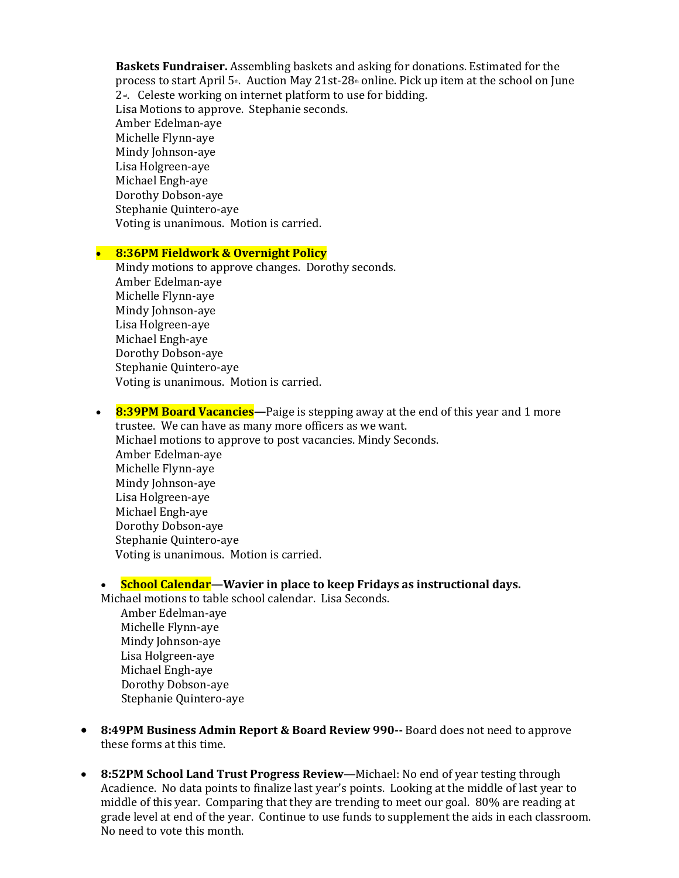**Baskets Fundraiser.** Assembling baskets and asking for donations. Estimated for the process to start April 5th. Auction May 21st-28th online. Pick up item at the school on June 2nd. Celeste working on internet platform to use for bidding.
Lisa Motions to approve. Stephanie seconds.
Amber Edelman-aye
Michelle Flynn-aye
Mindy Johnson-aye
Lisa Holgreen-aye
Michael Engh-aye
Dorothy Dobson-aye
Stephanie Quintero-aye
Voting is unanimous. Motion is carried.

- **8:36PM Fieldwork & Overnight Policy**
  Mindy motions to approve changes. Dorothy seconds.
  Amber Edelman-aye
  Michelle Flynn-aye
  Mindy Johnson-aye
  Lisa Holgreen-aye
  Michael Engh-aye
  Dorothy Dobson-aye
  Stephanie Quintero-aye
  Voting is unanimous. Motion is carried.

- **8:39PM Board Vacancies—**Paige is stepping away at the end of this year and 1 more trustee. We can have as many more officers as we want.
  Michael motions to approve to post vacancies. Mindy Seconds.
  Amber Edelman-aye
  Michelle Flynn-aye
  Mindy Johnson-aye
  Lisa Holgreen-aye
  Michael Engh-aye
  Dorothy Dobson-aye
  Stephanie Quintero-aye
  Voting is unanimous. Motion is carried.

- **School Calendar—Wavier in place to keep Fridays as instructional days.**
  Michael motions to table school calendar. Lisa Seconds.
  Amber Edelman-aye
  Michelle Flynn-aye
  Mindy Johnson-aye
  Lisa Holgreen-aye
  Michael Engh-aye
  Dorothy Dobson-aye
  Stephanie Quintero-aye

- **8:49PM Business Admin Report & Board Review 990--** Board does not need to approve these forms at this time.

- **8:52PM School Land Trust Progress Review**—Michael: No end of year testing through Acadience. No data points to finalize last year's points. Looking at the middle of last year to middle of this year. Comparing that they are trending to meet our goal. 80% are reading at grade level at end of the year. Continue to use funds to supplement the aids in each classroom. No need to vote this month.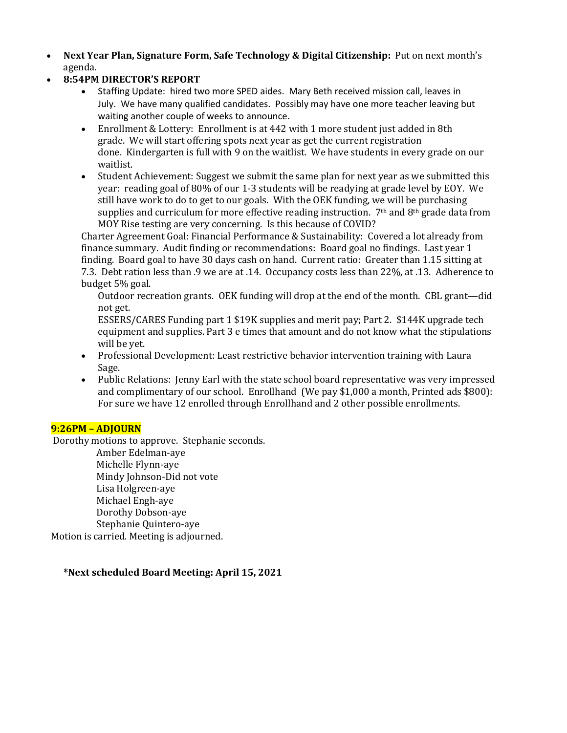- **Next Year Plan, Signature Form, Safe Technology & Digital Citizenship:** Put on next month's agenda.
- **8:54PM DIRECTOR'S REPORT**
  - Staffing Update: hired two more SPED aides. Mary Beth received mission call, leaves in July. We have many qualified candidates. Possibly may have one more teacher leaving but waiting another couple of weeks to announce.
  - Enrollment & Lottery: Enrollment is at 442 with 1 more student just added in 8th grade. We will start offering spots next year as get the current registration done. Kindergarten is full with 9 on the waitlist. We have students in every grade on our waitlist.
  - Student Achievement: Suggest we submit the same plan for next year as we submitted this year: reading goal of 80% of our 1-3 students will be readying at grade level by EOY. We still have work to do to get to our goals. With the OEK funding, we will be purchasing supplies and curriculum for more effective reading instruction. 7th and 8th grade data from MOY Rise testing are very concerning. Is this because of COVID?

    Charter Agreement Goal: Financial Performance & Sustainability: Covered a lot already from finance summary. Audit finding or recommendations: Board goal no findings. Last year 1 finding. Board goal to have 30 days cash on hand. Current ratio: Greater than 1.15 sitting at 7.3. Debt ration less than .9 we are at .14. Occupancy costs less than 22%, at .13. Adherence to budget 5% goal.

    Outdoor recreation grants. OEK funding will drop at the end of the month. CBL grant—did not get.

    ESSERS/CARES Funding part 1 $19K supplies and merit pay; Part 2. $144K upgrade tech equipment and supplies. Part 3 e times that amount and do not know what the stipulations will be yet.
  - Professional Development: Least restrictive behavior intervention training with Laura Sage.
  - Public Relations: Jenny Earl with the state school board representative was very impressed and complimentary of our school. Enrollhand (We pay $1,000 a month, Printed ads $800): For sure we have 12 enrolled through Enrollhand and 2 other possible enrollments.

**9:26PM – ADJOURN**

Dorothy motions to approve. Stephanie seconds.

Amber Edelman-aye
Michelle Flynn-aye
Mindy Johnson-Did not vote
Lisa Holgreen-aye
Michael Engh-aye
Dorothy Dobson-aye
Stephanie Quintero-aye

Motion is carried. Meeting is adjourned.

**\*Next scheduled Board Meeting: April 15, 2021**